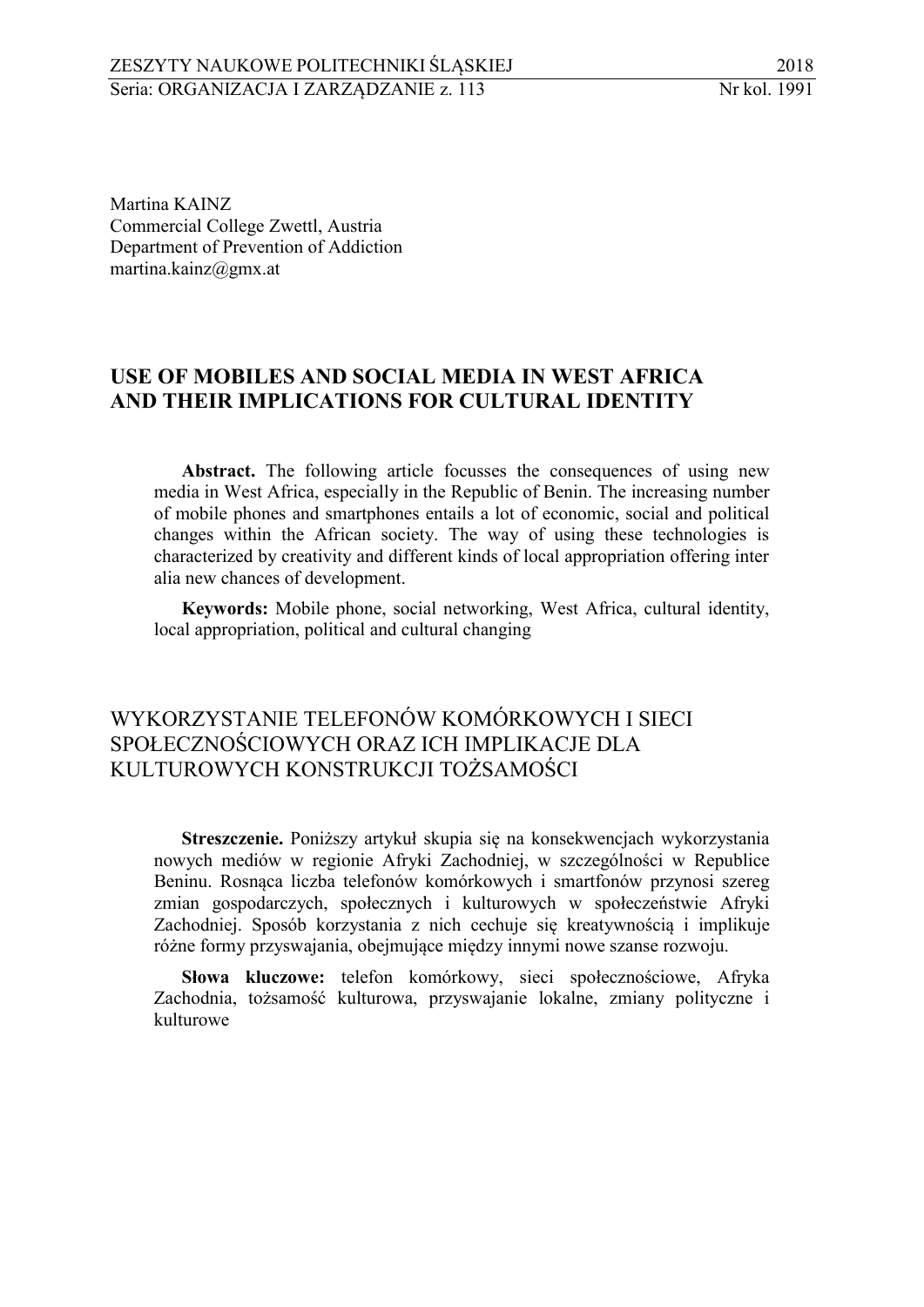Martina KAINZ
Commercial College Zwettl, Austria
Department of Prevention of Addiction
martina.kainz@gmx.at

# USE OF MOBILES AND SOCIAL MEDIA IN WEST AFRICA AND THEIR IMPLICATIONS FOR CULTURAL IDENTITY

**Abstract.** The following article focusses the consequences of using new media in West Africa, especially in the Republic of Benin. The increasing number of mobile phones and smartphones entails a lot of economic, social and political changes within the African society. The way of using these technologies is characterized by creativity and different kinds of local appropriation offering inter alia new chances of development.

**Keywords:** Mobile phone, social networking, West Africa, cultural identity, local appropriation, political and cultural changing

# WYKORZYSTANIE TELEFONÓW KOMÓRKOWYCH I SIECI SPOŁECZNOŚCIOWYCH ORAZ ICH IMPLIKACJE DLA KULTUROWYCH KONSTRUKCJI TOŻSAMOŚCI

**Streszczenie.** Poniższy artykuł skupia się na konsekwencjach wykorzystania nowych mediów w regionie Afryki Zachodniej, w szczególności w Republice Beninu. Rosnąca liczba telefonów komórkowych i smartfonów przynosi szereg zmian gospodarczych, społecznych i kulturowych w społeczeństwie Afryki Zachodniej. Sposób korzystania z nich cechuje się kreatywnością i implikuje różne formy przyswajania, obejmujące między innymi nowe szanse rozwoju.

**Słowa kluczowe:** telefon komórkowy, sieci społecznościowe, Afryka Zachodnia, tożsamość kulturowa, przyswajanie lokalne, zmiany polityczne i kulturowe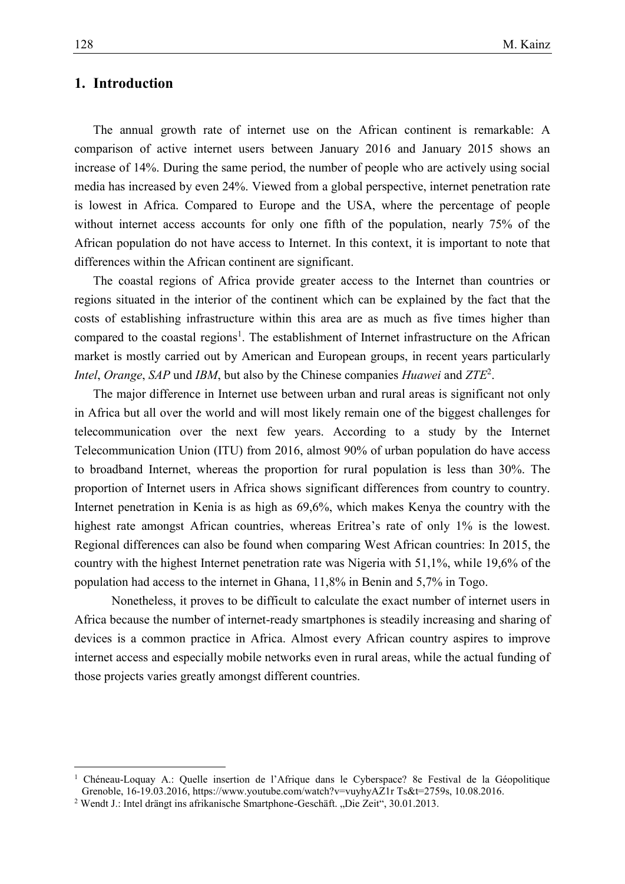## 1. Introduction

The annual growth rate of internet use on the African continent is remarkable: A comparison of active internet users between January 2016 and January 2015 shows an increase of 14%. During the same period, the number of people who are actively using social media has increased by even 24%. Viewed from a global perspective, internet penetration rate is lowest in Africa. Compared to Europe and the USA, where the percentage of people without internet access accounts for only one fifth of the population, nearly 75% of the African population do not have access to Internet. In this context, it is important to note that differences within the African continent are significant.

The coastal regions of Africa provide greater access to the Internet than countries or regions situated in the interior of the continent which can be explained by the fact that the costs of establishing infrastructure within this area are as much as five times higher than compared to the coastal regions[1]. The establishment of Internet infrastructure on the African market is mostly carried out by American and European groups, in recent years particularly *Intel*, *Orange*, *SAP* und *IBM*, but also by the Chinese companies *Huawei* and *ZTE*[2].

The major difference in Internet use between urban and rural areas is significant not only in Africa but all over the world and will most likely remain one of the biggest challenges for telecommunication over the next few years. According to a study by the Internet Telecommunication Union (ITU) from 2016, almost 90% of urban population do have access to broadband Internet, whereas the proportion for rural population is less than 30%. The proportion of Internet users in Africa shows significant differences from country to country. Internet penetration in Kenia is as high as 69,6%, which makes Kenya the country with the highest rate amongst African countries, whereas Eritrea's rate of only 1% is the lowest. Regional differences can also be found when comparing West African countries: In 2015, the country with the highest Internet penetration rate was Nigeria with 51,1%, while 19,6% of the population had access to the internet in Ghana, 11,8% in Benin and 5,7% in Togo.

Nonetheless, it proves to be difficult to calculate the exact number of internet users in Africa because the number of internet-ready smartphones is steadily increasing and sharing of devices is a common practice in Africa. Almost every African country aspires to improve internet access and especially mobile networks even in rural areas, while the actual funding of those projects varies greatly amongst different countries.

---

[1] Chéneau-Loquay A.: Quelle insertion de l'Afrique dans le Cyberspace? 8e Festival de la Géopolitique Grenoble, 16-19.03.2016, https://www.youtube.com/watch?v=vuyhyAZ1r Ts&t=2759s, 10.08.2016.

[2] Wendt J.: Intel drängt ins afrikanische Smartphone-Geschäft. „Die Zeit", 30.01.2013.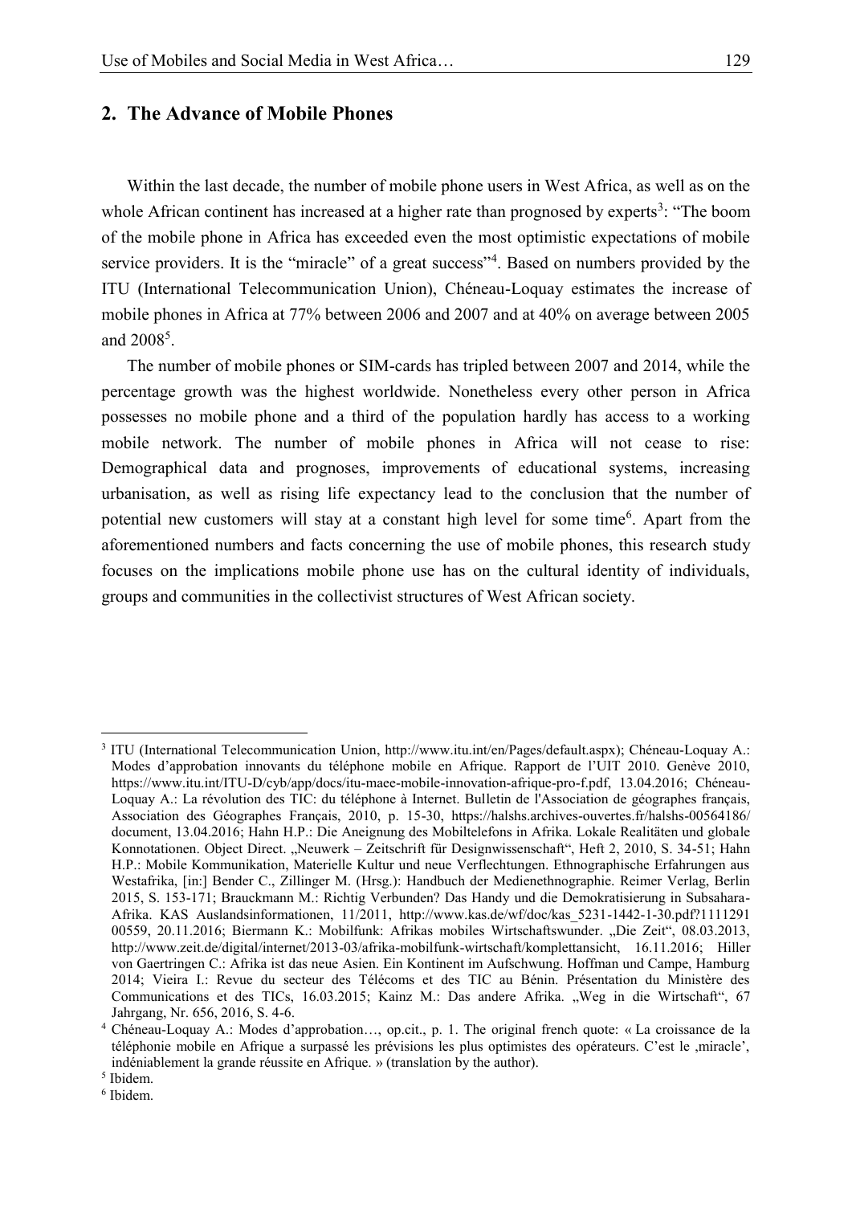## 2. The Advance of Mobile Phones

Within the last decade, the number of mobile phone users in West Africa, as well as on the whole African continent has increased at a higher rate than prognosed by experts[3]: "The boom of the mobile phone in Africa has exceeded even the most optimistic expectations of mobile service providers. It is the "miracle" of a great success"[4]. Based on numbers provided by the ITU (International Telecommunication Union), Chéneau-Loquay estimates the increase of mobile phones in Africa at 77% between 2006 and 2007 and at 40% on average between 2005 and 2008[5].

The number of mobile phones or SIM-cards has tripled between 2007 and 2014, while the percentage growth was the highest worldwide. Nonetheless every other person in Africa possesses no mobile phone and a third of the population hardly has access to a working mobile network. The number of mobile phones in Africa will not cease to rise: Demographical data and prognoses, improvements of educational systems, increasing urbanisation, as well as rising life expectancy lead to the conclusion that the number of potential new customers will stay at a constant high level for some time[6]. Apart from the aforementioned numbers and facts concerning the use of mobile phones, this research study focuses on the implications mobile phone use has on the cultural identity of individuals, groups and communities in the collectivist structures of West African society.

---

[3] ITU (International Telecommunication Union, http://www.itu.int/en/Pages/default.aspx); Chéneau-Loquay A.: Modes d'approbation innovants du téléphone mobile en Afrique. Rapport de l'UIT 2010. Genève 2010, https://www.itu.int/ITU-D/cyb/app/docs/itu-maee-mobile-innovation-afrique-pro-f.pdf, 13.04.2016; Chéneau-Loquay A.: La révolution des TIC: du téléphone à Internet. Bulletin de l'Association de géographes français, Association des Géographes Français, 2010, p. 15-30, https://halshs.archives-ouvertes.fr/halshs-00564186/document, 13.04.2016; Hahn H.P.: Die Aneignung des Mobiltelefons in Afrika. Lokale Realitäten und globale Konnotationen. Object Direct. „Neuwerk – Zeitschrift für Designwissenschaft", Heft 2, 2010, S. 34-51; Hahn H.P.: Mobile Kommunikation, Materielle Kultur und neue Verflechtungen. Ethnographische Erfahrungen aus Westafrika, [in:] Bender C., Zillinger M. (Hrsg.): Handbuch der Medienethnographie. Reimer Verlag, Berlin 2015, S. 153-171; Brauckmann M.: Richtig Verbunden? Das Handy und die Demokratisierung in Subsahara-Afrika. KAS Auslandsinformationen, 11/2011, http://www.kas.de/wf/doc/kas_5231-1442-1-30.pdf?1111291 00559, 20.11.2016; Biermann K.: Mobilfunk: Afrikas mobiles Wirtschaftswunder. „Die Zeit", 08.03.2013, http://www.zeit.de/digital/internet/2013-03/afrika-mobilfunk-wirtschaft/komplettansicht, 16.11.2016; Hiller von Gaertringen C.: Afrika ist das neue Asien. Ein Kontinent im Aufschwung. Hoffman und Campe, Hamburg 2014; Vieira I.: Revue du secteur des Télécoms et des TIC au Bénin. Présentation du Ministère des Communications et des TICs, 16.03.2015; Kainz M.: Das andere Afrika. „Weg in die Wirtschaft", 67 Jahrgang, Nr. 656, 2016, S. 4-6.

[4] Chéneau-Loquay A.: Modes d'approbation…, op.cit., p. 1. The original french quote: « La croissance de la téléphonie mobile en Afrique a surpassé les prévisions les plus optimistes des opérateurs. C'est le ‚miracle', indéniablement la grande réussite en Afrique. » (translation by the author).

[5] Ibidem.

[6] Ibidem.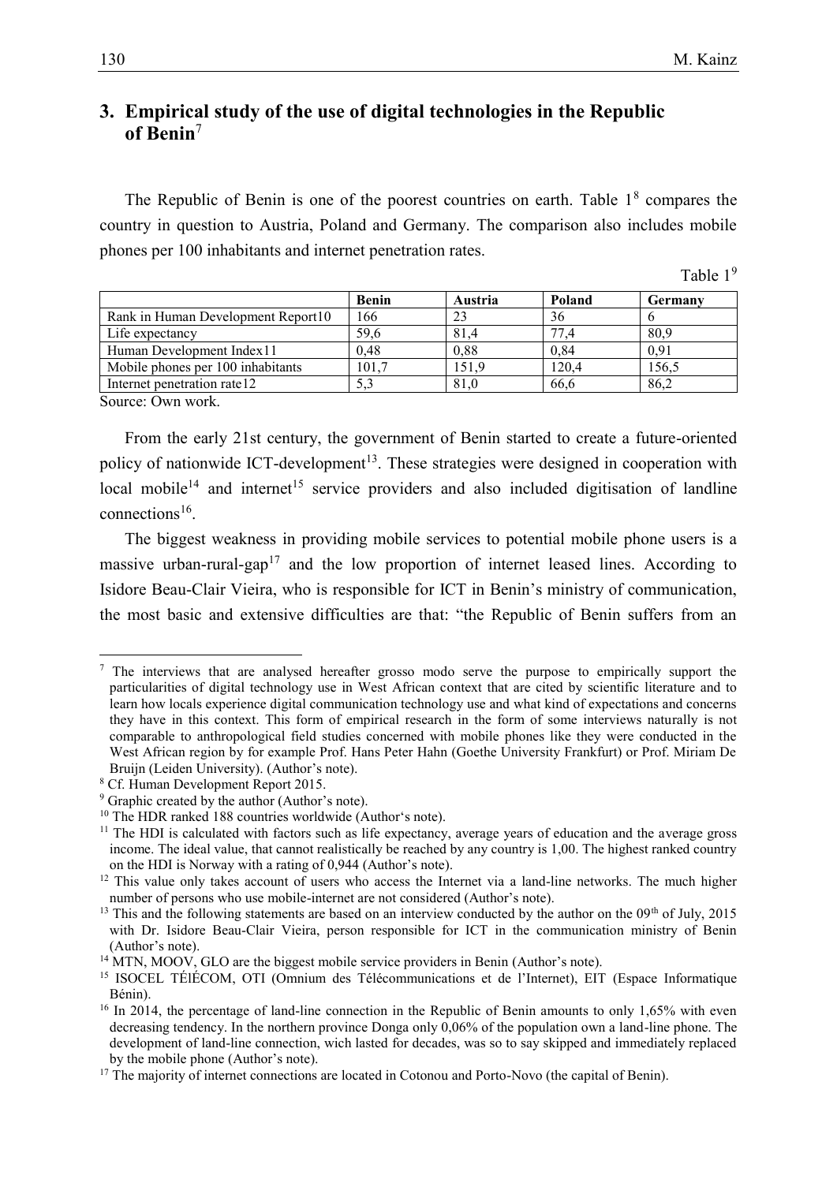## 3. Empirical study of the use of digital technologies in the Republic of Benin[7]

The Republic of Benin is one of the poorest countries on earth. Table 1[8] compares the country in question to Austria, Poland and Germany. The comparison also includes mobile phones per 100 inhabitants and internet penetration rates.

Table 1[9]

| | Benin | Austria | Poland | Germany |
|---|---|---|---|---|
| Rank in Human Development Report10 | 166 | 23 | 36 | 6 |
| Life expectancy | 59,6 | 81,4 | 77,4 | 80,9 |
| Human Development Index11 | 0,48 | 0,88 | 0,84 | 0,91 |
| Mobile phones per 100 inhabitants | 101,7 | 151,9 | 120,4 | 156,5 |
| Internet penetration rate12 | 5,3 | 81,0 | 66,6 | 86,2 |

Source: Own work.

From the early 21st century, the government of Benin started to create a future-oriented policy of nationwide ICT-development[13]. These strategies were designed in cooperation with local mobile[14] and internet[15] service providers and also included digitisation of landline connections[16].

The biggest weakness in providing mobile services to potential mobile phone users is a massive urban-rural-gap[17] and the low proportion of internet leased lines. According to Isidore Beau-Clair Vieira, who is responsible for ICT in Benin's ministry of communication, the most basic and extensive difficulties are that: "the Republic of Benin suffers from an

---

[7] The interviews that are analysed hereafter grosso modo serve the purpose to empirically support the particularities of digital technology use in West African context that are cited by scientific literature and to learn how locals experience digital communication technology use and what kind of expectations and concerns they have in this context. This form of empirical research in the form of some interviews naturally is not comparable to anthropological field studies concerned with mobile phones like they were conducted in the West African region by for example Prof. Hans Peter Hahn (Goethe University Frankfurt) or Prof. Miriam De Bruijn (Leiden University). (Author's note).

[8] Cf. Human Development Report 2015.

[9] Graphic created by the author (Author's note).

[10] The HDR ranked 188 countries worldwide (Author's note).

[11] The HDI is calculated with factors such as life expectancy, average years of education and the average gross income. The ideal value, that cannot realistically be reached by any country is 1,00. The highest ranked country on the HDI is Norway with a rating of 0,944 (Author's note).

[12] This value only takes account of users who access the Internet via a land-line networks. The much higher number of persons who use mobile-internet are not considered (Author's note).

[13] This and the following statements are based on an interview conducted by the author on the 09th of July, 2015 with Dr. Isidore Beau-Clair Vieira, person responsible for ICT in the communication ministry of Benin (Author's note).

[14] MTN, MOOV, GLO are the biggest mobile service providers in Benin (Author's note).

[15] ISOCEL TÉlÉCOM, OTI (Omnium des Télécommunications et de l'Internet), EIT (Espace Informatique Bénin).

[16] In 2014, the percentage of land-line connection in the Republic of Benin amounts to only 1,65% with even decreasing tendency. In the northern province Donga only 0,06% of the population own a land-line phone. The development of land-line connection, wich lasted for decades, was so to say skipped and immediately replaced by the mobile phone (Author's note).

[17] The majority of internet connections are located in Cotonou and Porto-Novo (the capital of Benin).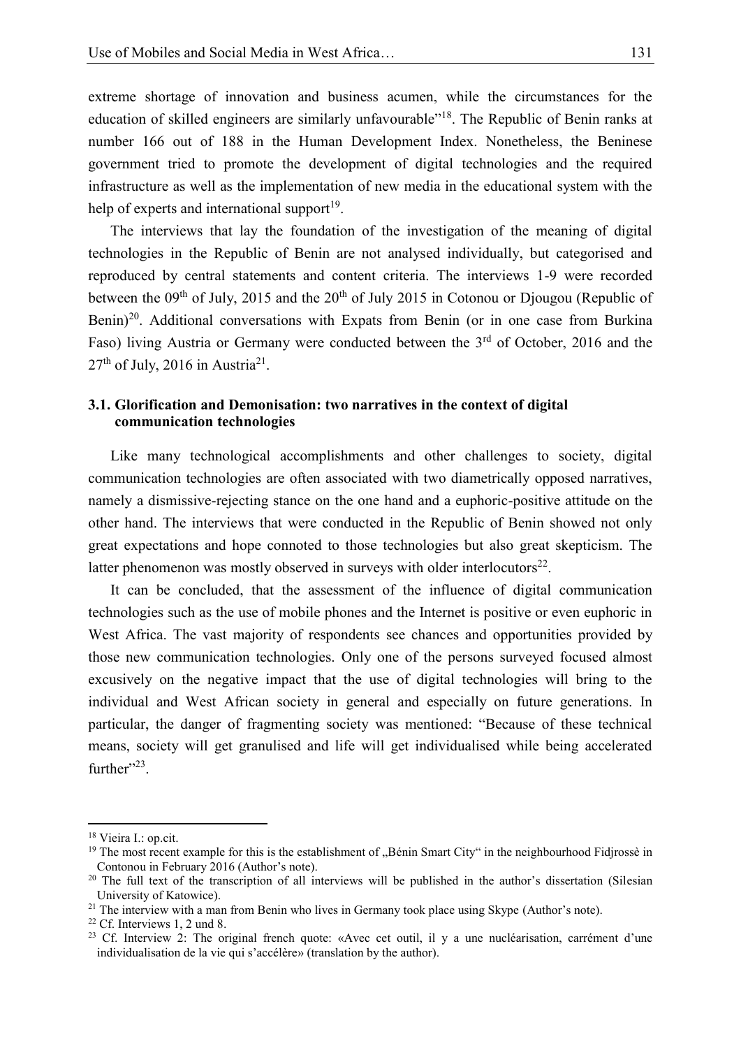extreme shortage of innovation and business acumen, while the circumstances for the education of skilled engineers are similarly unfavourable"[18]. The Republic of Benin ranks at number 166 out of 188 in the Human Development Index. Nonetheless, the Beninese government tried to promote the development of digital technologies and the required infrastructure as well as the implementation of new media in the educational system with the help of experts and international support[19].

The interviews that lay the foundation of the investigation of the meaning of digital technologies in the Republic of Benin are not analysed individually, but categorised and reproduced by central statements and content criteria. The interviews 1-9 were recorded between the 09th of July, 2015 and the 20th of July 2015 in Cotonou or Djougou (Republic of Benin)[20]. Additional conversations with Expats from Benin (or in one case from Burkina Faso) living Austria or Germany were conducted between the 3rd of October, 2016 and the 27th of July, 2016 in Austria[21].

### 3.1. Glorification and Demonisation: two narratives in the context of digital communication technologies

Like many technological accomplishments and other challenges to society, digital communication technologies are often associated with two diametrically opposed narratives, namely a dismissive-rejecting stance on the one hand and a euphoric-positive attitude on the other hand. The interviews that were conducted in the Republic of Benin showed not only great expectations and hope connoted to those technologies but also great skepticism. The latter phenomenon was mostly observed in surveys with older interlocutors[22].

It can be concluded, that the assessment of the influence of digital communication technologies such as the use of mobile phones and the Internet is positive or even euphoric in West Africa. The vast majority of respondents see chances and opportunities provided by those new communication technologies. Only one of the persons surveyed focused almost excusively on the negative impact that the use of digital technologies will bring to the individual and West African society in general and especially on future generations. In particular, the danger of fragmenting society was mentioned: "Because of these technical means, society will get granulised and life will get individualised while being accelerated further"[23].

---

[18] Vieira I.: op.cit.

[19] The most recent example for this is the establishment of „Bénin Smart City" in the neighbourhood Fidjrossè in Contonou in February 2016 (Author's note).

[20] The full text of the transcription of all interviews will be published in the author's dissertation (Silesian University of Katowice).

[21] The interview with a man from Benin who lives in Germany took place using Skype (Author's note).

[22] Cf. Interviews 1, 2 und 8.

[23] Cf. Interview 2: The original french quote: «Avec cet outil, il y a une nucléarisation, carrément d'une individualisation de la vie qui s'accélère» (translation by the author).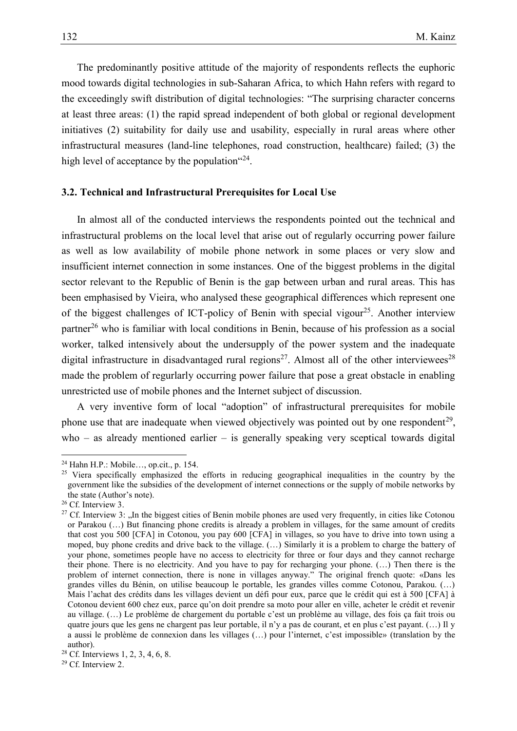The predominantly positive attitude of the majority of respondents reflects the euphoric mood towards digital technologies in sub-Saharan Africa, to which Hahn refers with regard to the exceedingly swift distribution of digital technologies: "The surprising character concerns at least three areas: (1) the rapid spread independent of both global or regional development initiatives (2) suitability for daily use and usability, especially in rural areas where other infrastructural measures (land-line telephones, road construction, healthcare) failed; (3) the high level of acceptance by the population"[24].

### 3.2. Technical and Infrastructural Prerequisites for Local Use

In almost all of the conducted interviews the respondents pointed out the technical and infrastructural problems on the local level that arise out of regularly occurring power failure as well as low availability of mobile phone network in some places or very slow and insufficient internet connection in some instances. One of the biggest problems in the digital sector relevant to the Republic of Benin is the gap between urban and rural areas. This has been emphasised by Vieira, who analysed these geographical differences which represent one of the biggest challenges of ICT-policy of Benin with special vigour[25]. Another interview partner[26] who is familiar with local conditions in Benin, because of his profession as a social worker, talked intensively about the undersupply of the power system and the inadequate digital infrastructure in disadvantaged rural regions[27]. Almost all of the other interviewees[28] made the problem of regurlarly occurring power failure that pose a great obstacle in enabling unrestricted use of mobile phones and the Internet subject of discussion.

A very inventive form of local "adoption" of infrastructural prerequisites for mobile phone use that are inadequate when viewed objectively was pointed out by one respondent[29], who – as already mentioned earlier – is generally speaking very sceptical towards digital

---

[24] Hahn H.P.: Mobile…, op.cit., p. 154.

[25] Viera specifically emphasized the efforts in reducing geographical inequalities in the country by the government like the subsidies of the development of internet connections or the supply of mobile networks by the state (Author's note).

[26] Cf. Interview 3.

[27] Cf. Interview 3: „In the biggest cities of Benin mobile phones are used very frequently, in cities like Cotonou or Parakou (…) But financing phone credits is already a problem in villages, for the same amount of credits that cost you 500 [CFA] in Cotonou, you pay 600 [CFA] in villages, so you have to drive into town using a moped, buy phone credits and drive back to the village. (…) Similarly it is a problem to charge the battery of your phone, sometimes people have no access to electricity for three or four days and they cannot recharge their phone. There is no electricity. And you have to pay for recharging your phone. (…) Then there is the problem of internet connection, there is none in villages anyway." The original french quote: «Dans les grandes villes du Bénin, on utilise beaucoup le portable, les grandes villes comme Cotonou, Parakou. (…) Mais l'achat des crédits dans les villages devient un défi pour eux, parce que le crédit qui est à 500 [CFA] à Cotonou devient 600 chez eux, parce qu'on doit prendre sa moto pour aller en ville, acheter le crédit et revenir au village. (…) Le problème de chargement du portable c'est un problème au village, des fois ça fait trois ou quatre jours que les gens ne chargent pas leur portable, il n'y a pas de courant, et en plus c'est payant. (…) Il y a aussi le problème de connexion dans les villages (…) pour l'internet, c'est impossible» (translation by the author).

[28] Cf. Interviews 1, 2, 3, 4, 6, 8.

[29] Cf. Interview 2.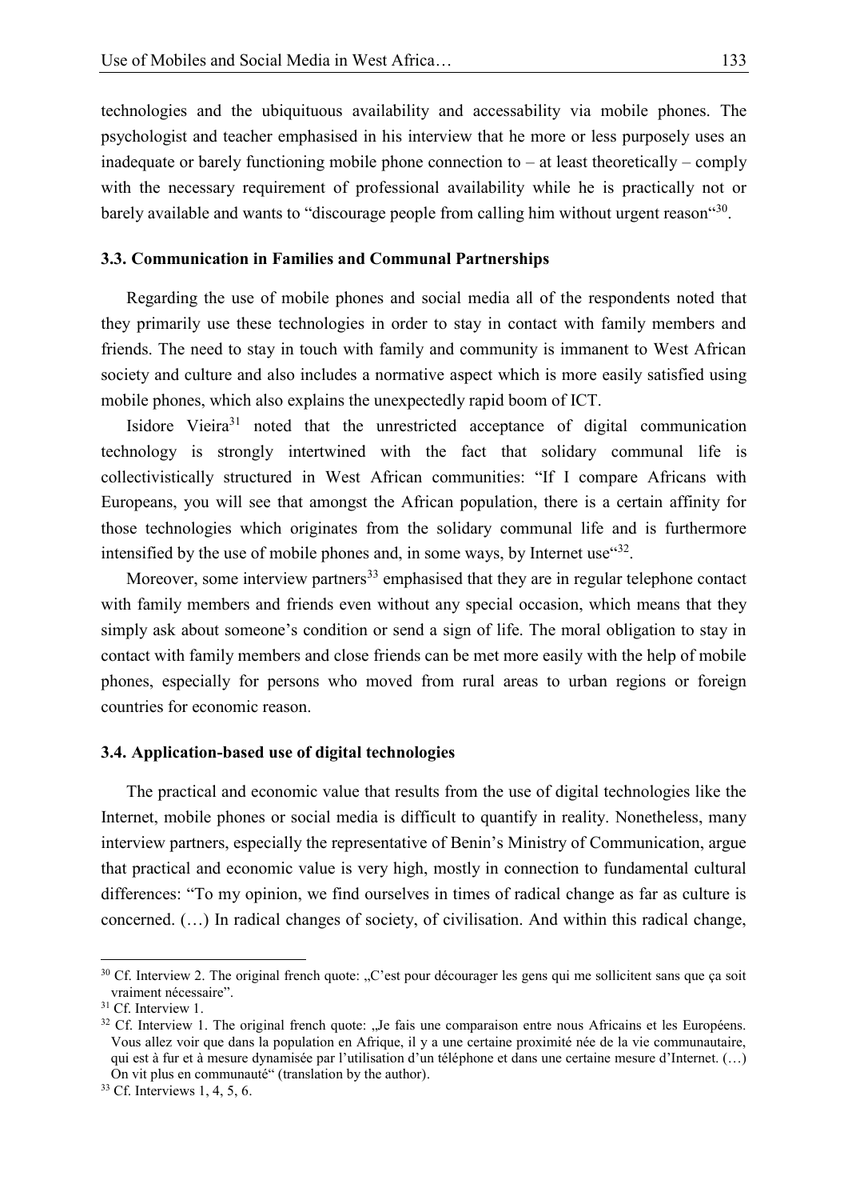technologies and the ubiquituous availability and accessability via mobile phones. The psychologist and teacher emphasised in his interview that he more or less purposely uses an inadequate or barely functioning mobile phone connection to – at least theoretically – comply with the necessary requirement of professional availability while he is practically not or barely available and wants to "discourage people from calling him without urgent reason"[30].

### 3.3. Communication in Families and Communal Partnerships

Regarding the use of mobile phones and social media all of the respondents noted that they primarily use these technologies in order to stay in contact with family members and friends. The need to stay in touch with family and community is immanent to West African society and culture and also includes a normative aspect which is more easily satisfied using mobile phones, which also explains the unexpectedly rapid boom of ICT.

Isidore Vieira[31] noted that the unrestricted acceptance of digital communication technology is strongly intertwined with the fact that solidary communal life is collectivistically structured in West African communities: "If I compare Africans with Europeans, you will see that amongst the African population, there is a certain affinity for those technologies which originates from the solidary communal life and is furthermore intensified by the use of mobile phones and, in some ways, by Internet use"[32].

Moreover, some interview partners[33] emphasised that they are in regular telephone contact with family members and friends even without any special occasion, which means that they simply ask about someone's condition or send a sign of life. The moral obligation to stay in contact with family members and close friends can be met more easily with the help of mobile phones, especially for persons who moved from rural areas to urban regions or foreign countries for economic reason.

### 3.4. Application-based use of digital technologies

The practical and economic value that results from the use of digital technologies like the Internet, mobile phones or social media is difficult to quantify in reality. Nonetheless, many interview partners, especially the representative of Benin's Ministry of Communication, argue that practical and economic value is very high, mostly in connection to fundamental cultural differences: "To my opinion, we find ourselves in times of radical change as far as culture is concerned. (…) In radical changes of society, of civilisation. And within this radical change,

---

[30] Cf. Interview 2. The original french quote: „C'est pour décourager les gens qui me sollicitent sans que ça soit vraiment nécessaire".

[31] Cf. Interview 1.

[32] Cf. Interview 1. The original french quote: „Je fais une comparaison entre nous Africains et les Européens. Vous allez voir que dans la population en Afrique, il y a une certaine proximité née de la vie communautaire, qui est à fur et à mesure dynamisée par l'utilisation d'un téléphone et dans une certaine mesure d'Internet. (…) On vit plus en communauté" (translation by the author).

[33] Cf. Interviews 1, 4, 5, 6.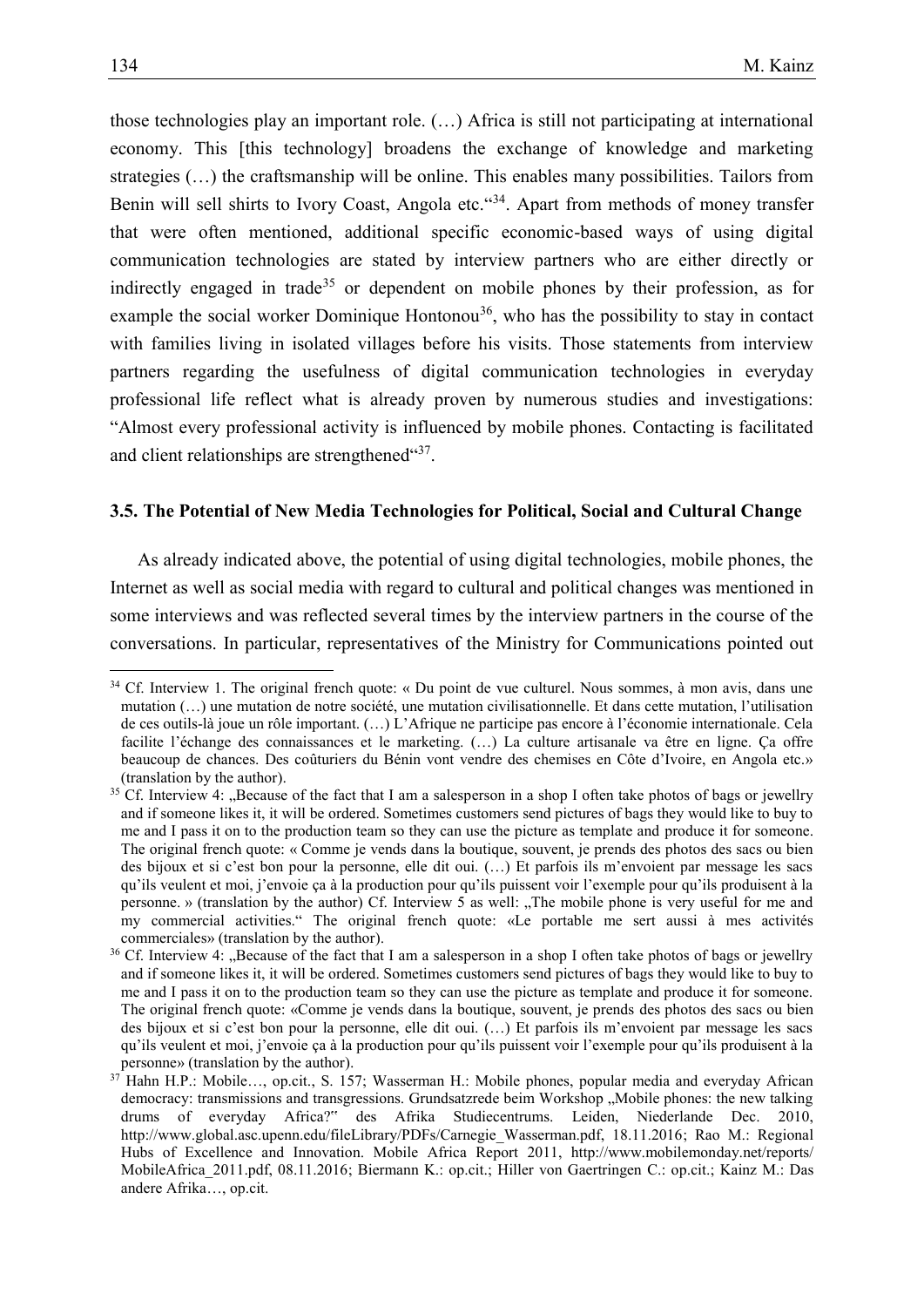those technologies play an important role. (…) Africa is still not participating at international economy. This [this technology] broadens the exchange of knowledge and marketing strategies (…) the craftsmanship will be online. This enables many possibilities. Tailors from Benin will sell shirts to Ivory Coast, Angola etc."[34]. Apart from methods of money transfer that were often mentioned, additional specific economic-based ways of using digital communication technologies are stated by interview partners who are either directly or indirectly engaged in trade[35] or dependent on mobile phones by their profession, as for example the social worker Dominique Hontonou[36], who has the possibility to stay in contact with families living in isolated villages before his visits. Those statements from interview partners regarding the usefulness of digital communication technologies in everyday professional life reflect what is already proven by numerous studies and investigations: "Almost every professional activity is influenced by mobile phones. Contacting is facilitated and client relationships are strengthened"[37].

### 3.5. The Potential of New Media Technologies for Political, Social and Cultural Change

As already indicated above, the potential of using digital technologies, mobile phones, the Internet as well as social media with regard to cultural and political changes was mentioned in some interviews and was reflected several times by the interview partners in the course of the conversations. In particular, representatives of the Ministry for Communications pointed out

---

[34] Cf. Interview 1. The original french quote: « Du point de vue culturel. Nous sommes, à mon avis, dans une mutation (…) une mutation de notre société, une mutation civilisationnelle. Et dans cette mutation, l'utilisation de ces outils-là joue un rôle important. (…) L'Afrique ne participe pas encore à l'économie internationale. Cela facilite l'échange des connaissances et le marketing. (…) La culture artisanale va être en ligne. Ça offre beaucoup de chances. Des coûturiers du Bénin vont vendre des chemises en Côte d'Ivoire, en Angola etc.» (translation by the author).

[35] Cf. Interview 4: „Because of the fact that I am a salesperson in a shop I often take photos of bags or jewellry and if someone likes it, it will be ordered. Sometimes customers send pictures of bags they would like to buy to me and I pass it on to the production team so they can use the picture as template and produce it for someone. The original french quote: « Comme je vends dans la boutique, souvent, je prends des photos des sacs ou bien des bijoux et si c'est bon pour la personne, elle dit oui. (…) Et parfois ils m'envoient par message les sacs qu'ils veulent et moi, j'envoie ça à la production pour qu'ils puissent voir l'exemple pour qu'ils produisent à la personne. » (translation by the author) Cf. Interview 5 as well: „The mobile phone is very useful for me and my commercial activities." The original french quote: «Le portable me sert aussi à mes activités commerciales» (translation by the author).

[36] Cf. Interview 4: „Because of the fact that I am a salesperson in a shop I often take photos of bags or jewellry and if someone likes it, it will be ordered. Sometimes customers send pictures of bags they would like to buy to me and I pass it on to the production team so they can use the picture as template and produce it for someone. The original french quote: «Comme je vends dans la boutique, souvent, je prends des photos des sacs ou bien des bijoux et si c'est bon pour la personne, elle dit oui. (…) Et parfois ils m'envoient par message les sacs qu'ils veulent et moi, j'envoie ça à la production pour qu'ils puissent voir l'exemple pour qu'ils produisent à la personne» (translation by the author).

[37] Hahn H.P.: Mobile…, op.cit., S. 157; Wasserman H.: Mobile phones, popular media and everyday African democracy: transmissions and transgressions. Grundsatzrede beim Workshop „Mobile phones: the new talking drums of everyday Africa?" des Afrika Studiecentrums. Leiden, Niederlande Dec. 2010, http://www.global.asc.upenn.edu/fileLibrary/PDFs/Carnegie_Wasserman.pdf, 18.11.2016; Rao M.: Regional Hubs of Excellence and Innovation. Mobile Africa Report 2011, http://www.mobilemonday.net/reports/MobileAfrica_2011.pdf, 08.11.2016; Biermann K.: op.cit.; Hiller von Gaertringen C.: op.cit.; Kainz M.: Das andere Afrika…, op.cit.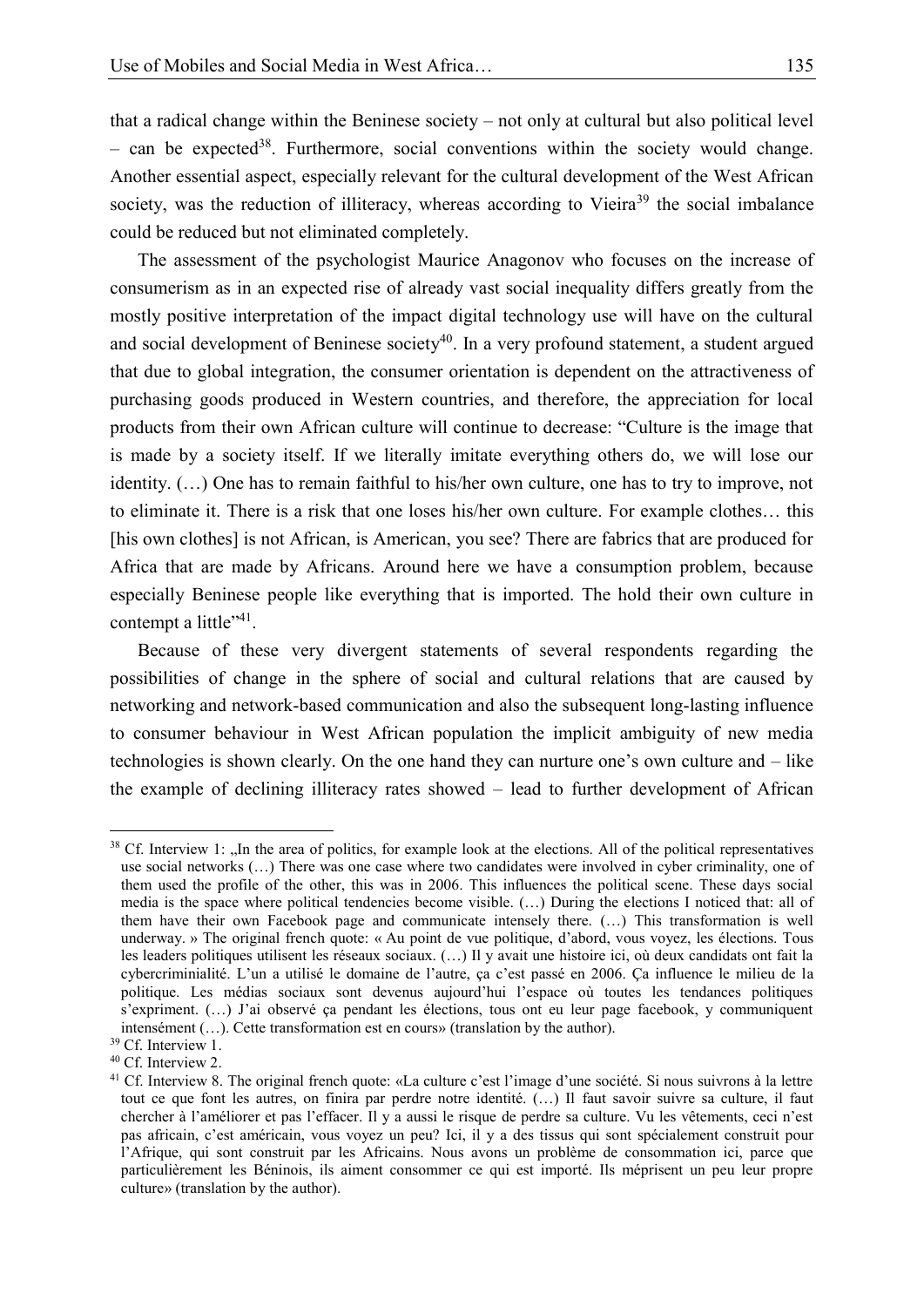that a radical change within the Beninese society – not only at cultural but also political level – can be expected[38]. Furthermore, social conventions within the society would change. Another essential aspect, especially relevant for the cultural development of the West African society, was the reduction of illiteracy, whereas according to Vieira[39] the social imbalance could be reduced but not eliminated completely.

The assessment of the psychologist Maurice Anagonov who focuses on the increase of consumerism as in an expected rise of already vast social inequality differs greatly from the mostly positive interpretation of the impact digital technology use will have on the cultural and social development of Beninese society[40]. In a very profound statement, a student argued that due to global integration, the consumer orientation is dependent on the attractiveness of purchasing goods produced in Western countries, and therefore, the appreciation for local products from their own African culture will continue to decrease: "Culture is the image that is made by a society itself. If we literally imitate everything others do, we will lose our identity. (…) One has to remain faithful to his/her own culture, one has to try to improve, not to eliminate it. There is a risk that one loses his/her own culture. For example clothes… this [his own clothes] is not African, is American, you see? There are fabrics that are produced for Africa that are made by Africans. Around here we have a consumption problem, because especially Beninese people like everything that is imported. The hold their own culture in contempt a little"[41].

Because of these very divergent statements of several respondents regarding the possibilities of change in the sphere of social and cultural relations that are caused by networking and network-based communication and also the subsequent long-lasting influence to consumer behaviour in West African population the implicit ambiguity of new media technologies is shown clearly. On the one hand they can nurture one's own culture and – like the example of declining illiteracy rates showed – lead to further development of African

---

[38] Cf. Interview 1: „In the area of politics, for example look at the elections. All of the political representatives use social networks (…) There was one case where two candidates were involved in cyber criminality, one of them used the profile of the other, this was in 2006. This influences the political scene. These days social media is the space where political tendencies become visible. (…) During the elections I noticed that: all of them have their own Facebook page and communicate intensely there. (…) This transformation is well underway. » The original french quote: « Au point de vue politique, d'abord, vous voyez, les élections. Tous les leaders politiques utilisent les réseaux sociaux. (…) Il y avait une histoire ici, où deux candidats ont fait la cybercriminialité. L'un a utilisé le domaine de l'autre, ça c'est passé en 2006. Ça influence le milieu de la politique. Les médias sociaux sont devenus aujourd'hui l'espace où toutes les tendances politiques s'expriment. (…) J'ai observé ça pendant les élections, tous ont eu leur page facebook, y communiquent intensément (…). Cette transformation est en cours» (translation by the author).

[39] Cf. Interview 1.

[40] Cf. Interview 2.

[41] Cf. Interview 8. The original french quote: «La culture c'est l'image d'une société. Si nous suivrons à la lettre tout ce que font les autres, on finira par perdre notre identité. (…) Il faut savoir suivre sa culture, il faut chercher à l'améliorer et pas l'effacer. Il y a aussi le risque de perdre sa culture. Vu les vêtements, ceci n'est pas africain, c'est américain, vous voyez un peu? Ici, il y a des tissus qui sont spécialement construit pour l'Afrique, qui sont construit par les Africains. Nous avons un problème de consommation ici, parce que particulièrement les Béninois, ils aiment consommer ce qui est importé. Ils méprisent un peu leur propre culture» (translation by the author).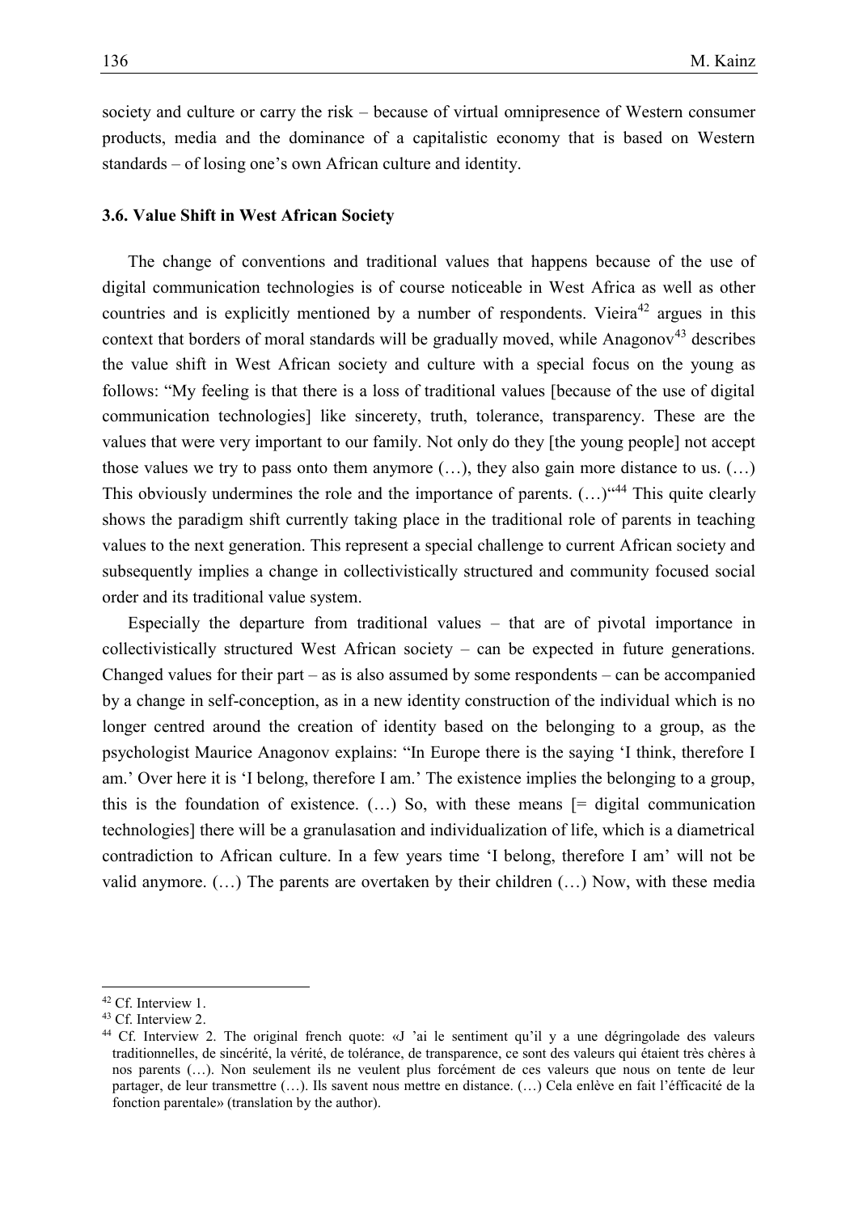society and culture or carry the risk – because of virtual omnipresence of Western consumer products, media and the dominance of a capitalistic economy that is based on Western standards – of losing one's own African culture and identity.

### 3.6. Value Shift in West African Society

The change of conventions and traditional values that happens because of the use of digital communication technologies is of course noticeable in West Africa as well as other countries and is explicitly mentioned by a number of respondents. Vieira[42] argues in this context that borders of moral standards will be gradually moved, while Anagonov[43] describes the value shift in West African society and culture with a special focus on the young as follows: "My feeling is that there is a loss of traditional values [because of the use of digital communication technologies] like sincerety, truth, tolerance, transparency. These are the values that were very important to our family. Not only do they [the young people] not accept those values we try to pass onto them anymore (…), they also gain more distance to us. (…) This obviously undermines the role and the importance of parents. (…)"[44] This quite clearly shows the paradigm shift currently taking place in the traditional role of parents in teaching values to the next generation. This represent a special challenge to current African society and subsequently implies a change in collectivistically structured and community focused social order and its traditional value system.

Especially the departure from traditional values – that are of pivotal importance in collectivistically structured West African society – can be expected in future generations. Changed values for their part – as is also assumed by some respondents – can be accompanied by a change in self-conception, as in a new identity construction of the individual which is no longer centred around the creation of identity based on the belonging to a group, as the psychologist Maurice Anagonov explains: "In Europe there is the saying 'I think, therefore I am.' Over here it is 'I belong, therefore I am.' The existence implies the belonging to a group, this is the foundation of existence. (…) So, with these means [= digital communication technologies] there will be a granulasation and individualization of life, which is a diametrical contradiction to African culture. In a few years time 'I belong, therefore I am' will not be valid anymore. (…) The parents are overtaken by their children (…) Now, with these media

[42] Cf. Interview 1.

[43] Cf. Interview 2.

[44] Cf. Interview 2. The original french quote: «J 'ai le sentiment qu'il y a une dégringolade des valeurs traditionnelles, de sincérité, la vérité, de tolérance, de transparence, ce sont des valeurs qui étaient très chères à nos parents (…). Non seulement ils ne veulent plus forcément de ces valeurs que nous on tente de leur partager, de leur transmettre (…). Ils savent nous mettre en distance. (…) Cela enlève en fait l'éfficacité de la fonction parentale» (translation by the author).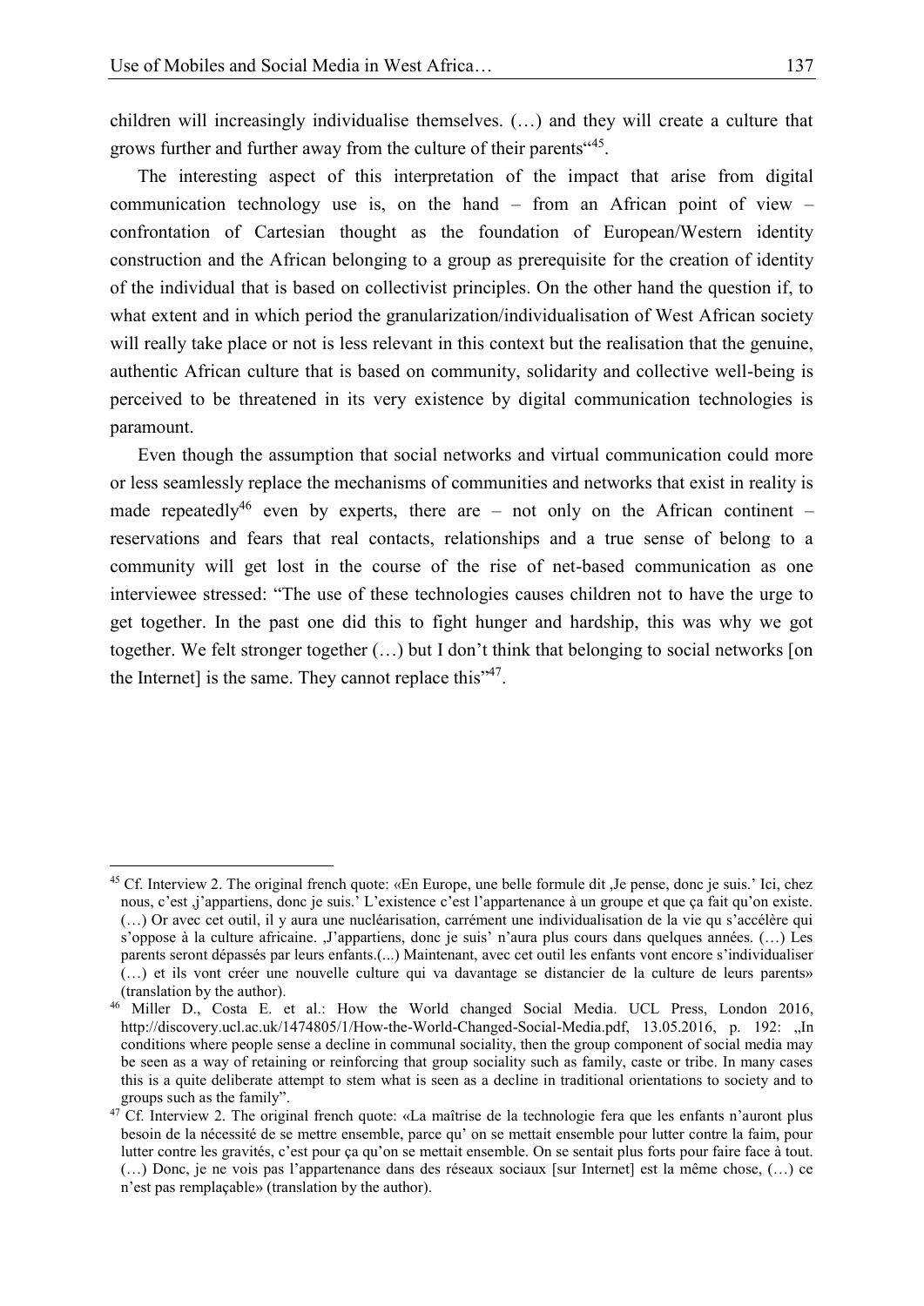children will increasingly individualise themselves. (…) and they will create a culture that grows further and further away from the culture of their parents“[45].

The interesting aspect of this interpretation of the impact that arise from digital communication technology use is, on the hand – from an African point of view – confrontation of Cartesian thought as the foundation of European/Western identity construction and the African belonging to a group as prerequisite for the creation of identity of the individual that is based on collectivist principles. On the other hand the question if, to what extent and in which period the granularization/individualisation of West African society will really take place or not is less relevant in this context but the realisation that the genuine, authentic African culture that is based on community, solidarity and collective well-being is perceived to be threatened in its very existence by digital communication technologies is paramount.

Even though the assumption that social networks and virtual communication could more or less seamlessly replace the mechanisms of communities and networks that exist in reality is made repeatedly[46] even by experts, there are – not only on the African continent – reservations and fears that real contacts, relationships and a true sense of belong to a community will get lost in the course of the rise of net-based communication as one interviewee stressed: “The use of these technologies causes children not to have the urge to get together. In the past one did this to fight hunger and hardship, this was why we got together. We felt stronger together (…) but I don’t think that belonging to social networks [on the Internet] is the same. They cannot replace this”[47].

---

[45] Cf. Interview 2. The original french quote: «En Europe, une belle formule dit ‚Je pense, donc je suis.’ Ici, chez nous, c’est ‚j’appartiens, donc je suis.’ L’existence c’est l’appartenance à un groupe et que ça fait qu’on existe. (…) Or avec cet outil, il y aura une nucléarisation, carrément une individualisation de la vie qu s’accélère qui s’oppose à la culture africaine. ‚J’appartiens, donc je suis’ n’aura plus cours dans quelques années. (…) Les parents seront dépassés par leurs enfants.(...) Maintenant, avec cet outil les enfants vont encore s’individualiser (…) et ils vont créer une nouvelle culture qui va davantage se distancier de la culture de leurs parents» (translation by the author).

[46] Miller D., Costa E. et al.: How the World changed Social Media. UCL Press, London 2016, http://discovery.ucl.ac.uk/1474805/1/How-the-World-Changed-Social-Media.pdf, 13.05.2016, p. 192: „In conditions where people sense a decline in communal sociality, then the group component of social media may be seen as a way of retaining or reinforcing that group sociality such as family, caste or tribe. In many cases this is a quite deliberate attempt to stem what is seen as a decline in traditional orientations to society and to groups such as the family”.

[47] Cf. Interview 2. The original french quote: «La maîtrise de la technologie fera que les enfants n’auront plus besoin de la nécessité de se mettre ensemble, parce qu’ on se mettait ensemble pour lutter contre la faim, pour lutter contre les gravités, c’est pour ça qu’on se mettait ensemble. On se sentait plus forts pour faire face à tout. (…) Donc, je ne vois pas l’appartenance dans des réseaux sociaux [sur Internet] est la même chose, (…) ce n’est pas remplaçable» (translation by the author).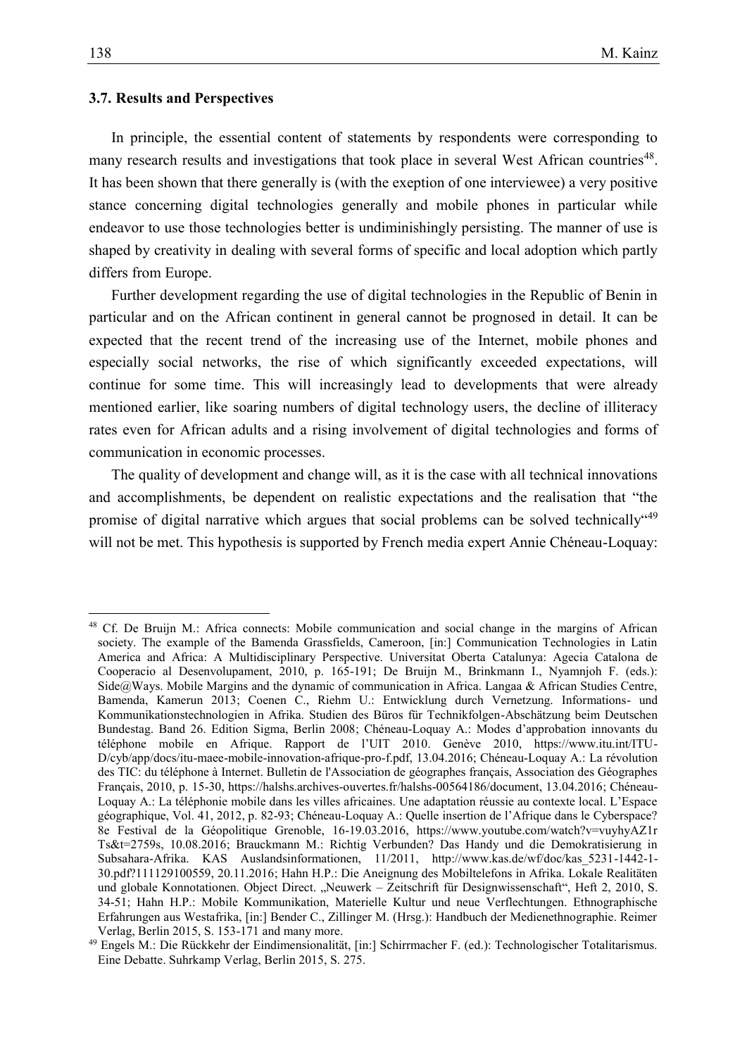### 3.7. Results and Perspectives

In principle, the essential content of statements by respondents were corresponding to many research results and investigations that took place in several West African countries[48]. It has been shown that there generally is (with the exeption of one interviewee) a very positive stance concerning digital technologies generally and mobile phones in particular while endeavor to use those technologies better is undiminishingly persisting. The manner of use is shaped by creativity in dealing with several forms of specific and local adoption which partly differs from Europe.

Further development regarding the use of digital technologies in the Republic of Benin in particular and on the African continent in general cannot be prognosed in detail. It can be expected that the recent trend of the increasing use of the Internet, mobile phones and especially social networks, the rise of which significantly exceeded expectations, will continue for some time. This will increasingly lead to developments that were already mentioned earlier, like soaring numbers of digital technology users, the decline of illiteracy rates even for African adults and a rising involvement of digital technologies and forms of communication in economic processes.

The quality of development and change will, as it is the case with all technical innovations and accomplishments, be dependent on realistic expectations and the realisation that "the promise of digital narrative which argues that social problems can be solved technically"[49] will not be met. This hypothesis is supported by French media expert Annie Chéneau-Loquay:

---

[48] Cf. De Bruijn M.: Africa connects: Mobile communication and social change in the margins of African society. The example of the Bamenda Grassfields, Cameroon, [in:] Communication Technologies in Latin America and Africa: A Multidisciplinary Perspective. Universitat Oberta Catalunya: Agecia Catalona de Cooperacio al Desenvolupament, 2010, p. 165-191; De Bruijn M., Brinkmann I., Nyamnjoh F. (eds.): Side@Ways. Mobile Margins and the dynamic of communication in Africa. Langaa & African Studies Centre, Bamenda, Kamerun 2013; Coenen C., Riehm U.: Entwicklung durch Vernetzung. Informations- und Kommunikationstechnologien in Afrika. Studien des Büros für Technikfolgen-Abschätzung beim Deutschen Bundestag. Band 26. Edition Sigma, Berlin 2008; Chéneau-Loquay A.: Modes d'approbation innovants du téléphone mobile en Afrique. Rapport de l'UIT 2010. Genève 2010, https://www.itu.int/ITU-D/cyb/app/docs/itu-maee-mobile-innovation-afrique-pro-f.pdf, 13.04.2016; Chéneau-Loquay A.: La révolution des TIC: du téléphone à Internet. Bulletin de l'Association de géographes français, Association des Géographes Français, 2010, p. 15-30, https://halshs.archives-ouvertes.fr/halshs-00564186/document, 13.04.2016; Chéneau-Loquay A.: La téléphonie mobile dans les villes africaines. Une adaptation réussie au contexte local. L'Espace géographique, Vol. 41, 2012, p. 82-93; Chéneau-Loquay A.: Quelle insertion de l'Afrique dans le Cyberspace? 8e Festival de la Géopolitique Grenoble, 16-19.03.2016, https://www.youtube.com/watch?v=vuyhyAZ1rTs&t=2759s, 10.08.2016; Brauckmann M.: Richtig Verbunden? Das Handy und die Demokratisierung in Subsahara-Afrika. KAS Auslandsinformationen, 11/2011, http://www.kas.de/wf/doc/kas_5231-1442-1-30.pdf?111129100559, 20.11.2016; Hahn H.P.: Die Aneignung des Mobiltelefons in Afrika. Lokale Realitäten und globale Konnotationen. Object Direct. „Neuwerk – Zeitschrift für Designwissenschaft", Heft 2, 2010, S. 34-51; Hahn H.P.: Mobile Kommunikation, Materielle Kultur und neue Verflechtungen. Ethnographische Erfahrungen aus Westafrika, [in:] Bender C., Zillinger M. (Hrsg.): Handbuch der Medienethnographie. Reimer Verlag, Berlin 2015, S. 153-171 and many more.

[49] Engels M.: Die Rückkehr der Eindimensionalität, [in:] Schirrmacher F. (ed.): Technologischer Totalitarismus. Eine Debatte. Suhrkamp Verlag, Berlin 2015, S. 275.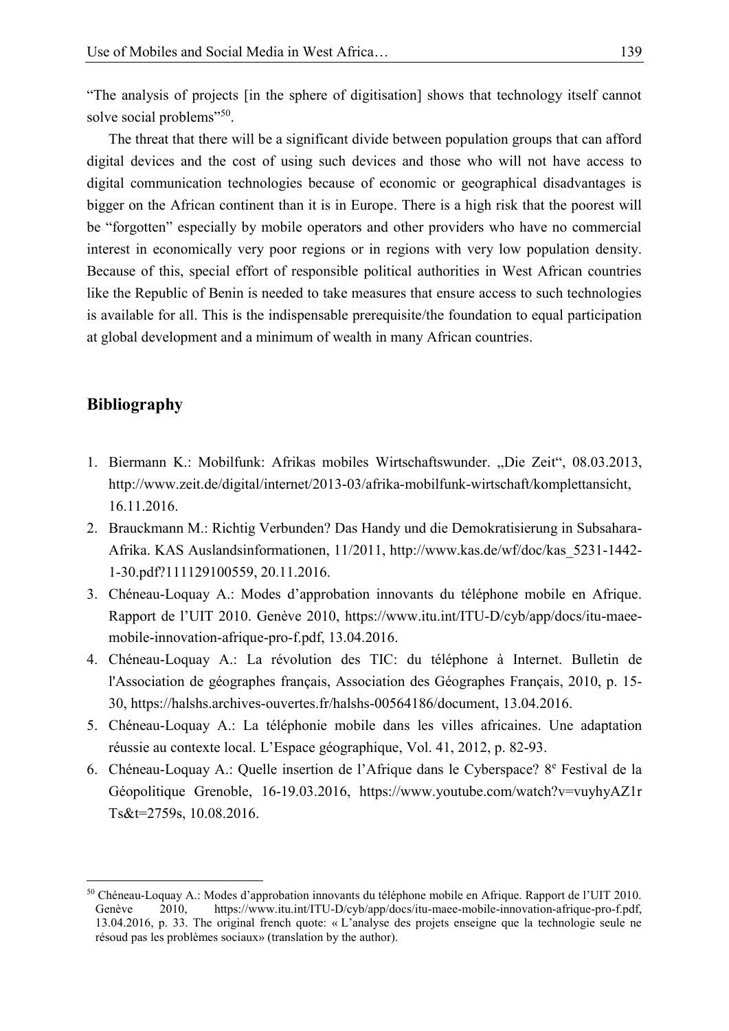"The analysis of projects [in the sphere of digitisation] shows that technology itself cannot solve social problems"[50].

The threat that there will be a significant divide between population groups that can afford digital devices and the cost of using such devices and those who will not have access to digital communication technologies because of economic or geographical disadvantages is bigger on the African continent than it is in Europe. There is a high risk that the poorest will be "forgotten" especially by mobile operators and other providers who have no commercial interest in economically very poor regions or in regions with very low population density. Because of this, special effort of responsible political authorities in West African countries like the Republic of Benin is needed to take measures that ensure access to such technologies is available for all. This is the indispensable prerequisite/the foundation to equal participation at global development and a minimum of wealth in many African countries.

## Bibliography

1. Biermann K.: Mobilfunk: Afrikas mobiles Wirtschaftswunder. „Die Zeit", 08.03.2013, http://www.zeit.de/digital/internet/2013-03/afrika-mobilfunk-wirtschaft/komplettansicht, 16.11.2016.
2. Brauckmann M.: Richtig Verbunden? Das Handy und die Demokratisierung in Subsahara-Afrika. KAS Auslandsinformationen, 11/2011, http://www.kas.de/wf/doc/kas_5231-1442-1-30.pdf?111129100559, 20.11.2016.
3. Chéneau-Loquay A.: Modes d'approbation innovants du téléphone mobile en Afrique. Rapport de l'UIT 2010. Genève 2010, https://www.itu.int/ITU-D/cyb/app/docs/itu-maee-mobile-innovation-afrique-pro-f.pdf, 13.04.2016.
4. Chéneau-Loquay A.: La révolution des TIC: du téléphone à Internet. Bulletin de l'Association de géographes français, Association des Géographes Français, 2010, p. 15-30, https://halshs.archives-ouvertes.fr/halshs-00564186/document, 13.04.2016.
5. Chéneau-Loquay A.: La téléphonie mobile dans les villes africaines. Une adaptation réussie au contexte local. L'Espace géographique, Vol. 41, 2012, p. 82-93.
6. Chéneau-Loquay A.: Quelle insertion de l'Afrique dans le Cyberspace? 8e Festival de la Géopolitique Grenoble, 16-19.03.2016, https://www.youtube.com/watch?v=vuyhyAZ1rTs&t=2759s, 10.08.2016.

[50] Chéneau-Loquay A.: Modes d'approbation innovants du téléphone mobile en Afrique. Rapport de l'UIT 2010. Genève 2010, https://www.itu.int/ITU-D/cyb/app/docs/itu-maee-mobile-innovation-afrique-pro-f.pdf, 13.04.2016, p. 33. The original french quote: « L'analyse des projets enseigne que la technologie seule ne résoud pas les problèmes sociaux» (translation by the author).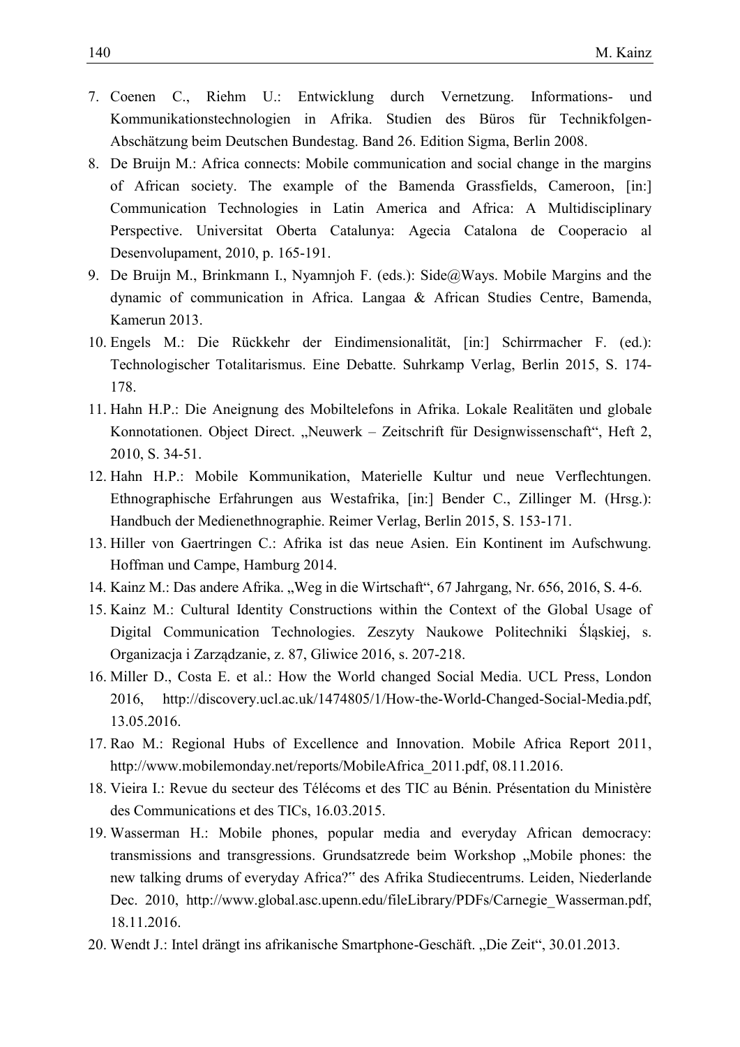7. Coenen C., Riehm U.: Entwicklung durch Vernetzung. Informations- und Kommunikationstechnologien in Afrika. Studien des Büros für Technikfolgen-Abschätzung beim Deutschen Bundestag. Band 26. Edition Sigma, Berlin 2008.
8. De Bruijn M.: Africa connects: Mobile communication and social change in the margins of African society. The example of the Bamenda Grassfields, Cameroon, [in:] Communication Technologies in Latin America and Africa: A Multidisciplinary Perspective. Universitat Oberta Catalunya: Agecia Catalona de Cooperacio al Desenvolupament, 2010, p. 165-191.
9. De Bruijn M., Brinkmann I., Nyamnjoh F. (eds.): Side@Ways. Mobile Margins and the dynamic of communication in Africa. Langaa & African Studies Centre, Bamenda, Kamerun 2013.
10. Engels M.: Die Rückkehr der Eindimensionalität, [in:] Schirrmacher F. (ed.): Technologischer Totalitarismus. Eine Debatte. Suhrkamp Verlag, Berlin 2015, S. 174-178.
11. Hahn H.P.: Die Aneignung des Mobiltelefons in Afrika. Lokale Realitäten und globale Konnotationen. Object Direct. „Neuwerk – Zeitschrift für Designwissenschaft", Heft 2, 2010, S. 34-51.
12. Hahn H.P.: Mobile Kommunikation, Materielle Kultur und neue Verflechtungen. Ethnographische Erfahrungen aus Westafrika, [in:] Bender C., Zillinger M. (Hrsg.): Handbuch der Medienethnographie. Reimer Verlag, Berlin 2015, S. 153-171.
13. Hiller von Gaertringen C.: Afrika ist das neue Asien. Ein Kontinent im Aufschwung. Hoffman und Campe, Hamburg 2014.
14. Kainz M.: Das andere Afrika. „Weg in die Wirtschaft", 67 Jahrgang, Nr. 656, 2016, S. 4-6.
15. Kainz M.: Cultural Identity Constructions within the Context of the Global Usage of Digital Communication Technologies. Zeszyty Naukowe Politechniki Śląskiej, s. Organizacja i Zarządzanie, z. 87, Gliwice 2016, s. 207-218.
16. Miller D., Costa E. et al.: How the World changed Social Media. UCL Press, London 2016, http://discovery.ucl.ac.uk/1474805/1/How-the-World-Changed-Social-Media.pdf, 13.05.2016.
17. Rao M.: Regional Hubs of Excellence and Innovation. Mobile Africa Report 2011, http://www.mobilemonday.net/reports/MobileAfrica_2011.pdf, 08.11.2016.
18. Vieira I.: Revue du secteur des Télécoms et des TIC au Bénin. Présentation du Ministère des Communications et des TICs, 16.03.2015.
19. Wasserman H.: Mobile phones, popular media and everyday African democracy: transmissions and transgressions. Grundsatzrede beim Workshop „Mobile phones: the new talking drums of everyday Africa?" des Afrika Studiecentrums. Leiden, Niederlande Dec. 2010, http://www.global.asc.upenn.edu/fileLibrary/PDFs/Carnegie_Wasserman.pdf, 18.11.2016.
20. Wendt J.: Intel drängt ins afrikanische Smartphone-Geschäft. „Die Zeit", 30.01.2013.